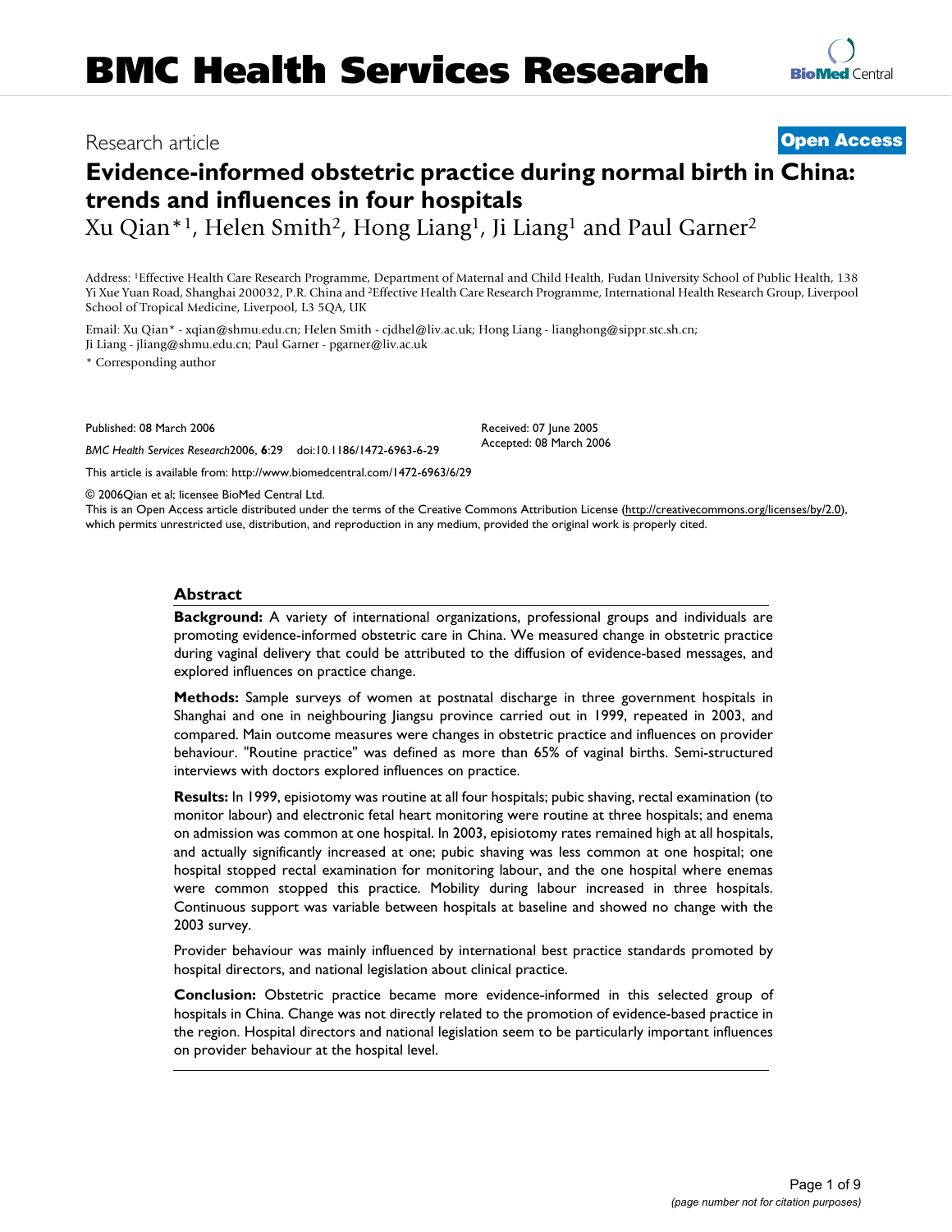# BMC Health Services Research

Research article

**Open Access**

# Evidence-informed obstetric practice during normal birth in China: trends and influences in four hospitals

Xu Qian*[1], Helen Smith[2], Hong Liang[1], Ji Liang[1] and Paul Garner[2]

Address: [1]Effective Health Care Research Programme, Department of Maternal and Child Health, Fudan University School of Public Health, 138 Yi Xue Yuan Road, Shanghai 200032, P.R. China and [2]Effective Health Care Research Programme, International Health Research Group, Liverpool School of Tropical Medicine, Liverpool, L3 5QA, UK

Email: Xu Qian* - xqian@shmu.edu.cn; Helen Smith - cjdhel@liv.ac.uk; Hong Liang - lianghong@sippr.stc.sh.cn; Ji Liang - jliang@shmu.edu.cn; Paul Garner - pgarner@liv.ac.uk

* Corresponding author

Published: 08 March 2006

*BMC Health Services Research*2006, **6**:29 doi:10.1186/1472-6963-6-29

Received: 07 June 2005
Accepted: 08 March 2006

This article is available from: http://www.biomedcentral.com/1472-6963/6/29

© 2006Qian et al; licensee BioMed Central Ltd.
This is an Open Access article distributed under the terms of the Creative Commons Attribution License (http://creativecommons.org/licenses/by/2.0), which permits unrestricted use, distribution, and reproduction in any medium, provided the original work is properly cited.

## Abstract

**Background:** A variety of international organizations, professional groups and individuals are promoting evidence-informed obstetric care in China. We measured change in obstetric practice during vaginal delivery that could be attributed to the diffusion of evidence-based messages, and explored influences on practice change.

**Methods:** Sample surveys of women at postnatal discharge in three government hospitals in Shanghai and one in neighbouring Jiangsu province carried out in 1999, repeated in 2003, and compared. Main outcome measures were changes in obstetric practice and influences on provider behaviour. "Routine practice" was defined as more than 65% of vaginal births. Semi-structured interviews with doctors explored influences on practice.

**Results:** In 1999, episiotomy was routine at all four hospitals; pubic shaving, rectal examination (to monitor labour) and electronic fetal heart monitoring were routine at three hospitals; and enema on admission was common at one hospital. In 2003, episiotomy rates remained high at all hospitals, and actually significantly increased at one; pubic shaving was less common at one hospital; one hospital stopped rectal examination for monitoring labour, and the one hospital where enemas were common stopped this practice. Mobility during labour increased in three hospitals. Continuous support was variable between hospitals at baseline and showed no change with the 2003 survey.

Provider behaviour was mainly influenced by international best practice standards promoted by hospital directors, and national legislation about clinical practice.

**Conclusion:** Obstetric practice became more evidence-informed in this selected group of hospitals in China. Change was not directly related to the promotion of evidence-based practice in the region. Hospital directors and national legislation seem to be particularly important influences on provider behaviour at the hospital level.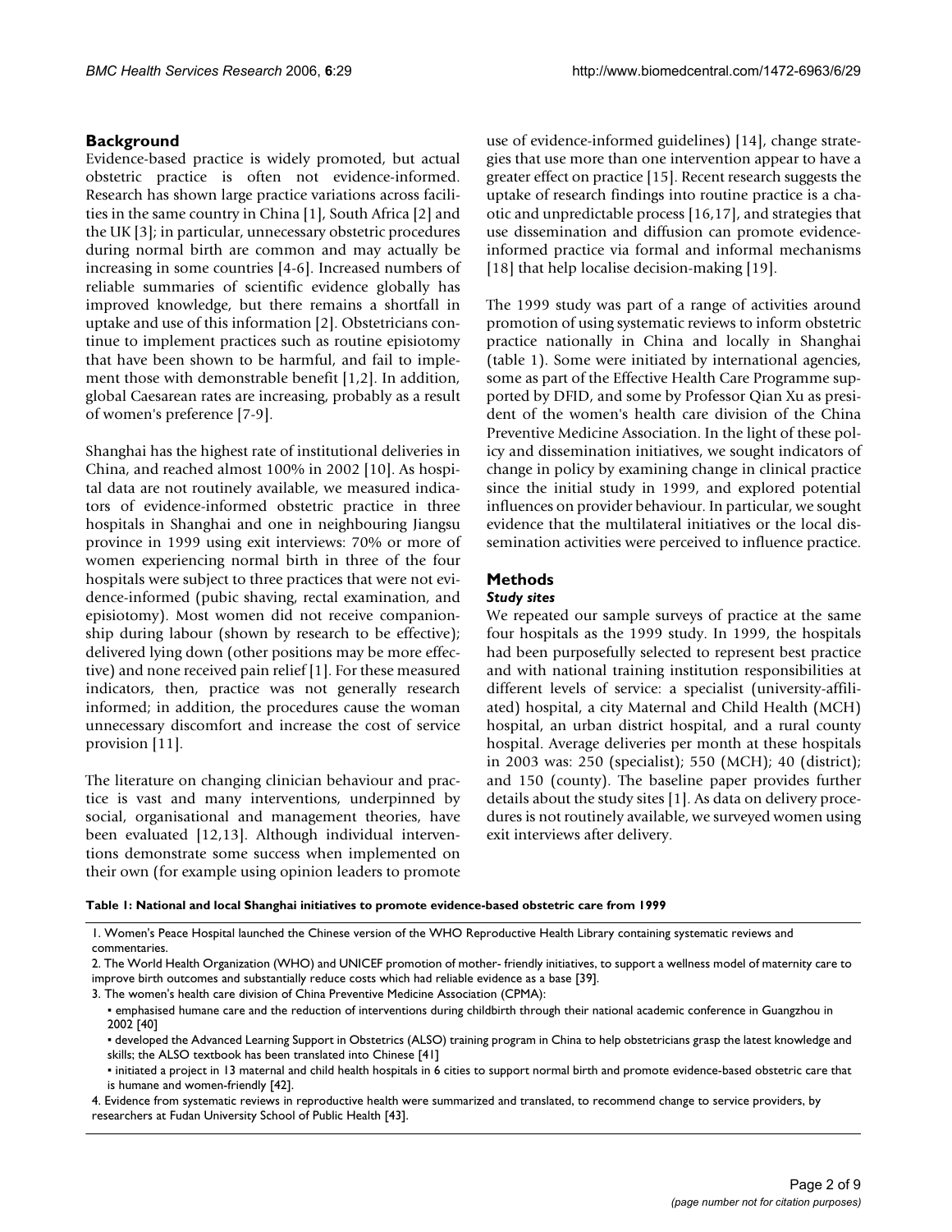## Background

Evidence-based practice is widely promoted, but actual obstetric practice is often not evidence-informed. Research has shown large practice variations across facilities in the same country in China [1], South Africa [2] and the UK [3]; in particular, unnecessary obstetric procedures during normal birth are common and may actually be increasing in some countries [4-6]. Increased numbers of reliable summaries of scientific evidence globally has improved knowledge, but there remains a shortfall in uptake and use of this information [2]. Obstetricians continue to implement practices such as routine episiotomy that have been shown to be harmful, and fail to implement those with demonstrable benefit [1,2]. In addition, global Caesarean rates are increasing, probably as a result of women's preference [7-9].

Shanghai has the highest rate of institutional deliveries in China, and reached almost 100% in 2002 [10]. As hospital data are not routinely available, we measured indicators of evidence-informed obstetric practice in three hospitals in Shanghai and one in neighbouring Jiangsu province in 1999 using exit interviews: 70% or more of women experiencing normal birth in three of the four hospitals were subject to three practices that were not evidence-informed (pubic shaving, rectal examination, and episiotomy). Most women did not receive companionship during labour (shown by research to be effective); delivered lying down (other positions may be more effective) and none received pain relief [1]. For these measured indicators, then, practice was not generally research informed; in addition, the procedures cause the woman unnecessary discomfort and increase the cost of service provision [11].

The literature on changing clinician behaviour and practice is vast and many interventions, underpinned by social, organisational and management theories, have been evaluated [12,13]. Although individual interventions demonstrate some success when implemented on their own (for example using opinion leaders to promote use of evidence-informed guidelines) [14], change strategies that use more than one intervention appear to have a greater effect on practice [15]. Recent research suggests the uptake of research findings into routine practice is a chaotic and unpredictable process [16,17], and strategies that use dissemination and diffusion can promote evidence-informed practice via formal and informal mechanisms [18] that help localise decision-making [19].

The 1999 study was part of a range of activities around promotion of using systematic reviews to inform obstetric practice nationally in China and locally in Shanghai (table 1). Some were initiated by international agencies, some as part of the Effective Health Care Programme supported by DFID, and some by Professor Qian Xu as president of the women's health care division of the China Preventive Medicine Association. In the light of these policy and dissemination initiatives, we sought indicators of change in policy by examining change in clinical practice since the initial study in 1999, and explored potential influences on provider behaviour. In particular, we sought evidence that the multilateral initiatives or the local dissemination activities were perceived to influence practice.

## Methods

### *Study sites*

We repeated our sample surveys of practice at the same four hospitals as the 1999 study. In 1999, the hospitals had been purposefully selected to represent best practice and with national training institution responsibilities at different levels of service: a specialist (university-affiliated) hospital, a city Maternal and Child Health (MCH) hospital, an urban district hospital, and a rural county hospital. Average deliveries per month at these hospitals in 2003 was: 250 (specialist); 550 (MCH); 40 (district); and 150 (county). The baseline paper provides further details about the study sites [1]. As data on delivery procedures is not routinely available, we surveyed women using exit interviews after delivery.

**Table 1: National and local Shanghai initiatives to promote evidence-based obstetric care from 1999**

1. Women's Peace Hospital launched the Chinese version of the WHO Reproductive Health Library containing systematic reviews and commentaries.
2. The World Health Organization (WHO) and UNICEF promotion of mother- friendly initiatives, to support a wellness model of maternity care to improve birth outcomes and substantially reduce costs which had reliable evidence as a base [39].
3. The women's health care division of China Preventive Medicine Association (CPMA):
   - emphasised humane care and the reduction of interventions during childbirth through their national academic conference in Guangzhou in 2002 [40]
   - developed the Advanced Learning Support in Obstetrics (ALSO) training program in China to help obstetricians grasp the latest knowledge and skills; the ALSO textbook has been translated into Chinese [41]
   - initiated a project in 13 maternal and child health hospitals in 6 cities to support normal birth and promote evidence-based obstetric care that is humane and women-friendly [42].
4. Evidence from systematic reviews in reproductive health were summarized and translated, to recommend change to service providers, by researchers at Fudan University School of Public Health [43].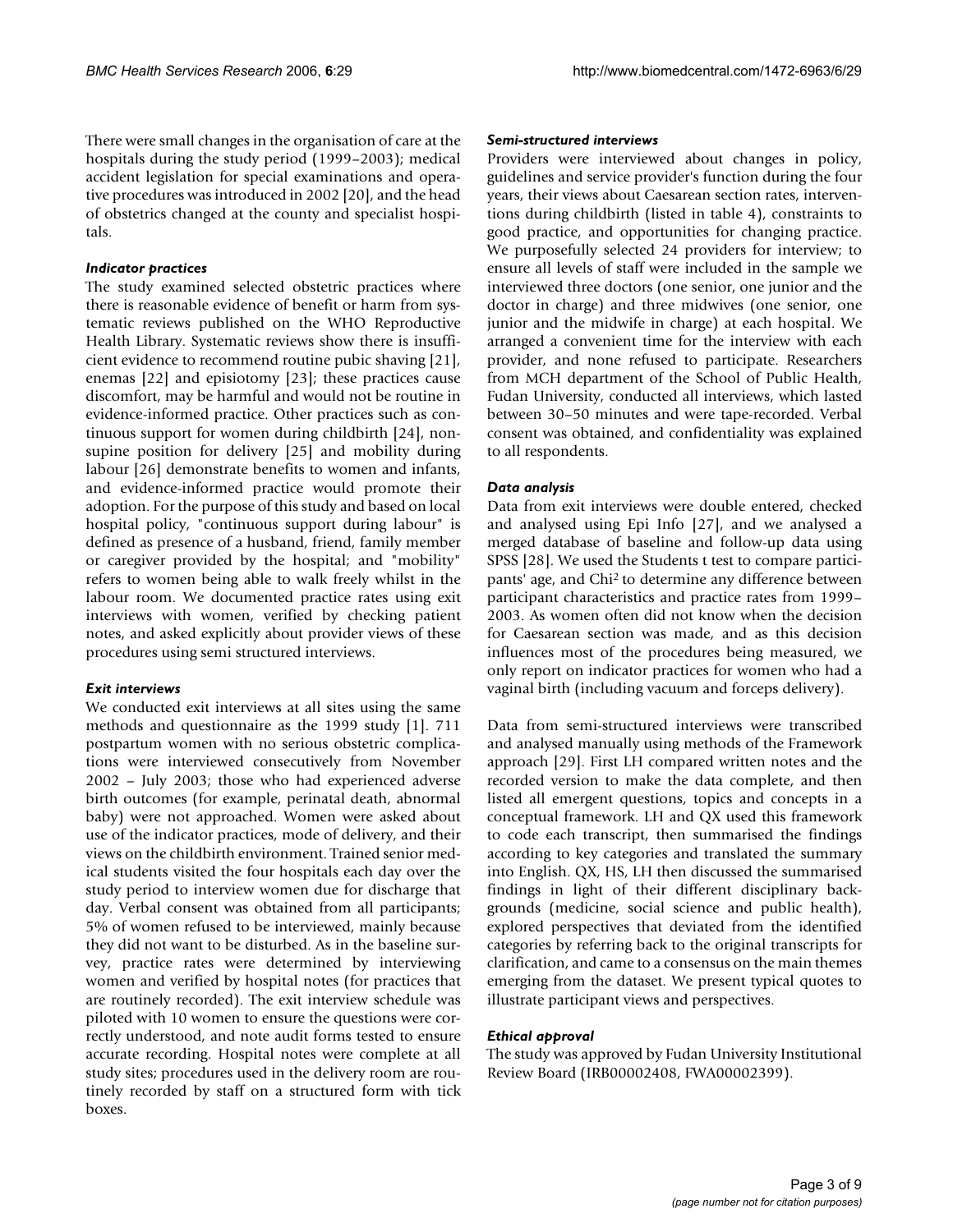There were small changes in the organisation of care at the hospitals during the study period (1999–2003); medical accident legislation for special examinations and operative procedures was introduced in 2002 [20], and the head of obstetrics changed at the county and specialist hospitals.

### *Indicator practices*

The study examined selected obstetric practices where there is reasonable evidence of benefit or harm from systematic reviews published on the WHO Reproductive Health Library. Systematic reviews show there is insufficient evidence to recommend routine pubic shaving [21], enemas [22] and episiotomy [23]; these practices cause discomfort, may be harmful and would not be routine in evidence-informed practice. Other practices such as continuous support for women during childbirth [24], non-supine position for delivery [25] and mobility during labour [26] demonstrate benefits to women and infants, and evidence-informed practice would promote their adoption. For the purpose of this study and based on local hospital policy, "continuous support during labour" is defined as presence of a husband, friend, family member or caregiver provided by the hospital; and "mobility" refers to women being able to walk freely whilst in the labour room. We documented practice rates using exit interviews with women, verified by checking patient notes, and asked explicitly about provider views of these procedures using semi structured interviews.

### *Exit interviews*

We conducted exit interviews at all sites using the same methods and questionnaire as the 1999 study [1]. 711 postpartum women with no serious obstetric complications were interviewed consecutively from November 2002 – July 2003; those who had experienced adverse birth outcomes (for example, perinatal death, abnormal baby) were not approached. Women were asked about use of the indicator practices, mode of delivery, and their views on the childbirth environment. Trained senior medical students visited the four hospitals each day over the study period to interview women due for discharge that day. Verbal consent was obtained from all participants; 5% of women refused to be interviewed, mainly because they did not want to be disturbed. As in the baseline survey, practice rates were determined by interviewing women and verified by hospital notes (for practices that are routinely recorded). The exit interview schedule was piloted with 10 women to ensure the questions were correctly understood, and note audit forms tested to ensure accurate recording. Hospital notes were complete at all study sites; procedures used in the delivery room are routinely recorded by staff on a structured form with tick boxes.

### *Semi-structured interviews*

Providers were interviewed about changes in policy, guidelines and service provider's function during the four years, their views about Caesarean section rates, interventions during childbirth (listed in table 4), constraints to good practice, and opportunities for changing practice. We purposefully selected 24 providers for interview; to ensure all levels of staff were included in the sample we interviewed three doctors (one senior, one junior and the doctor in charge) and three midwives (one senior, one junior and the midwife in charge) at each hospital. We arranged a convenient time for the interview with each provider, and none refused to participate. Researchers from MCH department of the School of Public Health, Fudan University, conducted all interviews, which lasted between 30–50 minutes and were tape-recorded. Verbal consent was obtained, and confidentiality was explained to all respondents.

### *Data analysis*

Data from exit interviews were double entered, checked and analysed using Epi Info [27], and we analysed a merged database of baseline and follow-up data using SPSS [28]. We used the Students t test to compare participants' age, and $Chi^2$ to determine any difference between participant characteristics and practice rates from 1999–2003. As women often did not know when the decision for Caesarean section was made, and as this decision influences most of the procedures being measured, we only report on indicator practices for women who had a vaginal birth (including vacuum and forceps delivery).

Data from semi-structured interviews were transcribed and analysed manually using methods of the Framework approach [29]. First LH compared written notes and the recorded version to make the data complete, and then listed all emergent questions, topics and concepts in a conceptual framework. LH and QX used this framework to code each transcript, then summarised the findings according to key categories and translated the summary into English. QX, HS, LH then discussed the summarised findings in light of their different disciplinary backgrounds (medicine, social science and public health), explored perspectives that deviated from the identified categories by referring back to the original transcripts for clarification, and came to a consensus on the main themes emerging from the dataset. We present typical quotes to illustrate participant views and perspectives.

### *Ethical approval*

The study was approved by Fudan University Institutional Review Board (IRB00002408, FWA00002399).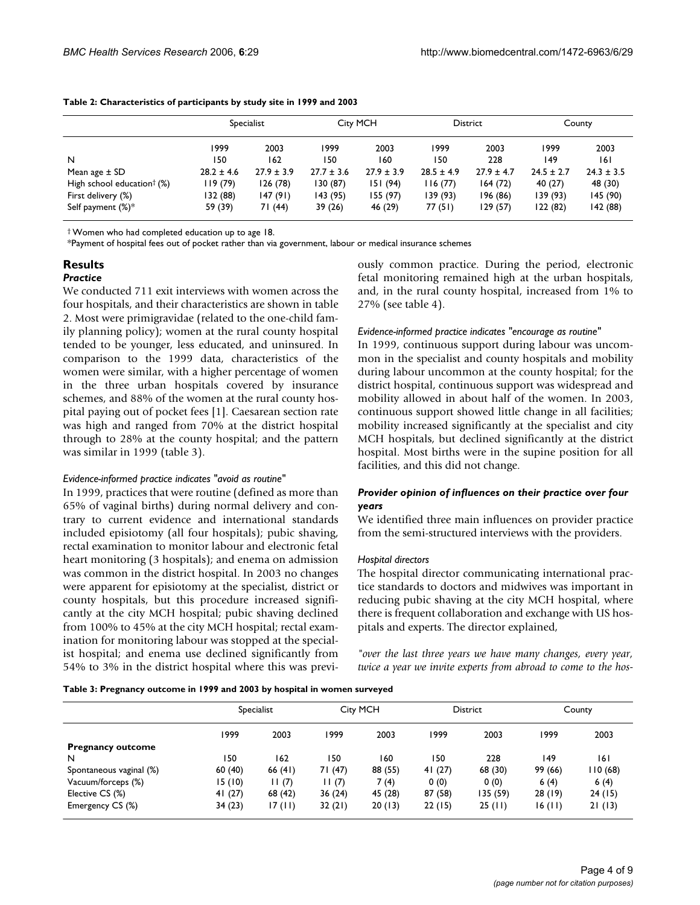**Table 2: Characteristics of participants by study site in 1999 and 2003**

| | Specialist | | City MCH | | District | | County | |
|---|---|---|---|---|---|---|---|---|
| | 1999 | 2003 | 1999 | 2003 | 1999 | 2003 | 1999 | 2003 |
| N | 150 | 162 | 150 | 160 | 150 | 228 | 149 | 161 |
| Mean age ± SD | 28.2 ± 4.6 | 27.9 ± 3.9 | 27.7 ± 3.6 | 27.9 ± 3.9 | 28.5 ± 4.9 | 27.9 ± 4.7 | 24.5 ± 2.7 | 24.3 ± 3.5 |
| High school education† (%) | 119 (79) | 126 (78) | 130 (87) | 151 (94) | 116 (77) | 164 (72) | 40 (27) | 48 (30) |
| First delivery (%) | 132 (88) | 147 (91) | 143 (95) | 155 (97) | 139 (93) | 196 (86) | 139 (93) | 145 (90) |
| Self payment (%)* | 59 (39) | 71 (44) | 39 (26) | 46 (29) | 77 (51) | 129 (57) | 122 (82) | 142 (88) |

† Women who had completed education up to age 18.
*Payment of hospital fees out of pocket rather than via government, labour or medical insurance schemes

## Results

### Practice

We conducted 711 exit interviews with women across the four hospitals, and their characteristics are shown in table 2. Most were primigravidae (related to the one-child family planning policy); women at the rural county hospital tended to be younger, less educated, and uninsured. In comparison to the 1999 data, characteristics of the women were similar, with a higher percentage of women in the three urban hospitals covered by insurance schemes, and 88% of the women at the rural county hospital paying out of pocket fees [1]. Caesarean section rate was high and ranged from 70% at the district hospital through to 28% at the county hospital; and the pattern was similar in 1999 (table 3).

#### *Evidence-informed practice indicates "avoid as routine"*

In 1999, practices that were routine (defined as more than 65% of vaginal births) during normal delivery and contrary to current evidence and international standards included episiotomy (all four hospitals); pubic shaving, rectal examination to monitor labour and electronic fetal heart monitoring (3 hospitals); and enema on admission was common in the district hospital. In 2003 no changes were apparent for episiotomy at the specialist, district or county hospitals, but this procedure increased significantly at the city MCH hospital; pubic shaving declined from 100% to 45% at the city MCH hospital; rectal examination for monitoring labour was stopped at the specialist hospital; and enema use declined significantly from 54% to 3% in the district hospital where this was previously common practice. During the period, electronic fetal monitoring remained high at the urban hospitals, and, in the rural county hospital, increased from 1% to 27% (see table 4).

#### *Evidence-informed practice indicates "encourage as routine"*

In 1999, continuous support during labour was uncommon in the specialist and county hospitals and mobility during labour uncommon at the county hospital; for the district hospital, continuous support was widespread and mobility allowed in about half of the women. In 2003, continuous support showed little change in all facilities; mobility increased significantly at the specialist and city MCH hospitals, but declined significantly at the district hospital. Most births were in the supine position for all facilities, and this did not change.

### *Provider opinion of influences on their practice over four years*

We identified three main influences on provider practice from the semi-structured interviews with the providers.

#### *Hospital directors*

The hospital director communicating international practice standards to doctors and midwives was important in reducing pubic shaving at the city MCH hospital, where there is frequent collaboration and exchange with US hospitals and experts. The director explained,

*"over the last three years we have many changes, every year, twice a year we invite experts from abroad to come to the hos-*

**Table 3: Pregnancy outcome in 1999 and 2003 by hospital in women surveyed**

| | Specialist | | City MCH | | District | | County | |
|---|---|---|---|---|---|---|---|---|
| | 1999 | 2003 | 1999 | 2003 | 1999 | 2003 | 1999 | 2003 |
| **Pregnancy outcome** | | | | | | | | |
| N | 150 | 162 | 150 | 160 | 150 | 228 | 149 | 161 |
| Spontaneous vaginal (%) | 60 (40) | 66 (41) | 71 (47) | 88 (55) | 41 (27) | 68 (30) | 99 (66) | 110 (68) |
| Vacuum/forceps (%) | 15 (10) | 11 (7) | 11 (7) | 7 (4) | 0 (0) | 0 (0) | 6 (4) | 6 (4) |
| Elective CS (%) | 41 (27) | 68 (42) | 36 (24) | 45 (28) | 87 (58) | 135 (59) | 28 (19) | 24 (15) |
| Emergency CS (%) | 34 (23) | 17 (11) | 32 (21) | 20 (13) | 22 (15) | 25 (11) | 16 (11) | 21 (13) |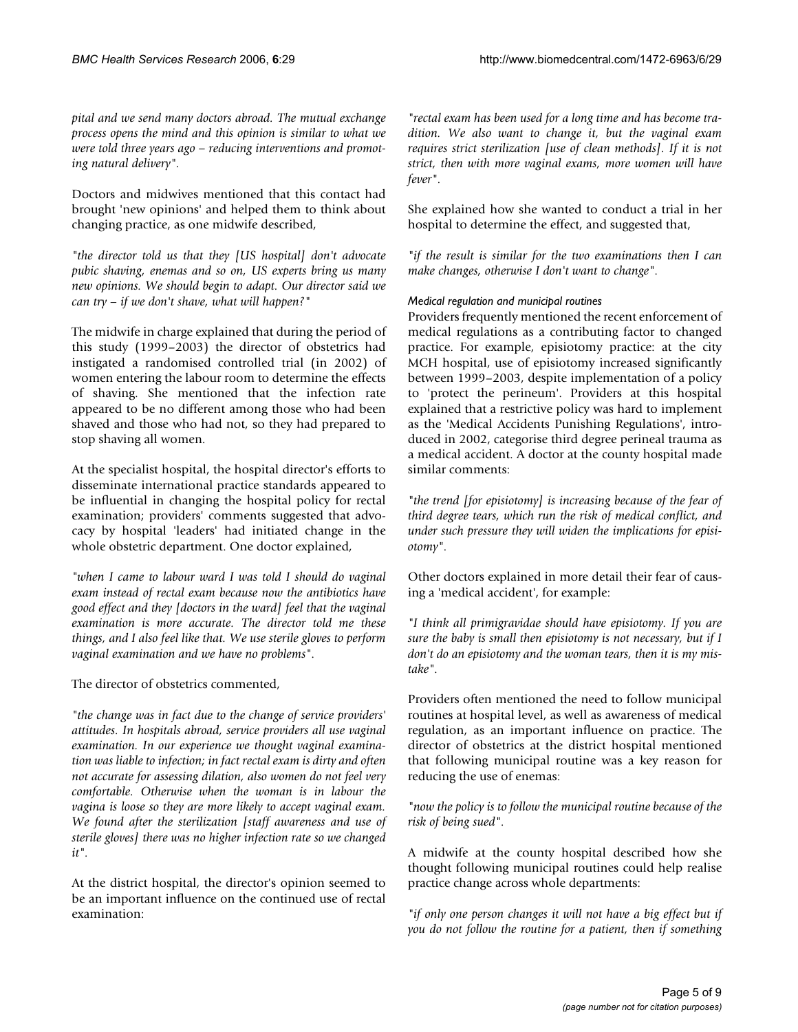*pital and we send many doctors abroad. The mutual exchange process opens the mind and this opinion is similar to what we were told three years ago – reducing interventions and promoting natural delivery".*

Doctors and midwives mentioned that this contact had brought 'new opinions' and helped them to think about changing practice, as one midwife described,

*"the director told us that they [US hospital] don't advocate pubic shaving, enemas and so on, US experts bring us many new opinions. We should begin to adapt. Our director said we can try – if we don't shave, what will happen?"*

The midwife in charge explained that during the period of this study (1999–2003) the director of obstetrics had instigated a randomised controlled trial (in 2002) of women entering the labour room to determine the effects of shaving. She mentioned that the infection rate appeared to be no different among those who had been shaved and those who had not, so they had prepared to stop shaving all women.

At the specialist hospital, the hospital director's efforts to disseminate international practice standards appeared to be influential in changing the hospital policy for rectal examination; providers' comments suggested that advocacy by hospital 'leaders' had initiated change in the whole obstetric department. One doctor explained,

*"when I came to labour ward I was told I should do vaginal exam instead of rectal exam because now the antibiotics have good effect and they [doctors in the ward] feel that the vaginal examination is more accurate. The director told me these things, and I also feel like that. We use sterile gloves to perform vaginal examination and we have no problems".*

The director of obstetrics commented,

*"the change was in fact due to the change of service providers' attitudes. In hospitals abroad, service providers all use vaginal examination. In our experience we thought vaginal examination was liable to infection; in fact rectal exam is dirty and often not accurate for assessing dilation, also women do not feel very comfortable. Otherwise when the woman is in labour the vagina is loose so they are more likely to accept vaginal exam. We found after the sterilization [staff awareness and use of sterile gloves] there was no higher infection rate so we changed it".*

At the district hospital, the director's opinion seemed to be an important influence on the continued use of rectal examination:

*"rectal exam has been used for a long time and has become tradition. We also want to change it, but the vaginal exam requires strict sterilization [use of clean methods]. If it is not strict, then with more vaginal exams, more women will have fever".*

She explained how she wanted to conduct a trial in her hospital to determine the effect, and suggested that,

*"if the result is similar for the two examinations then I can make changes, otherwise I don't want to change".*

#### *Medical regulation and municipal routines*

Providers frequently mentioned the recent enforcement of medical regulations as a contributing factor to changed practice. For example, episiotomy practice: at the city MCH hospital, use of episiotomy increased significantly between 1999–2003, despite implementation of a policy to 'protect the perineum'. Providers at this hospital explained that a restrictive policy was hard to implement as the 'Medical Accidents Punishing Regulations', introduced in 2002, categorise third degree perineal trauma as a medical accident. A doctor at the county hospital made similar comments:

*"the trend [for episiotomy] is increasing because of the fear of third degree tears, which run the risk of medical conflict, and under such pressure they will widen the implications for episiotomy".*

Other doctors explained in more detail their fear of causing a 'medical accident', for example:

*"I think all primigravidae should have episiotomy. If you are sure the baby is small then episiotomy is not necessary, but if I don't do an episiotomy and the woman tears, then it is my mistake".*

Providers often mentioned the need to follow municipal routines at hospital level, as well as awareness of medical regulation, as an important influence on practice. The director of obstetrics at the district hospital mentioned that following municipal routine was a key reason for reducing the use of enemas:

*"now the policy is to follow the municipal routine because of the risk of being sued".*

A midwife at the county hospital described how she thought following municipal routines could help realise practice change across whole departments:

*"if only one person changes it will not have a big effect but if you do not follow the routine for a patient, then if something*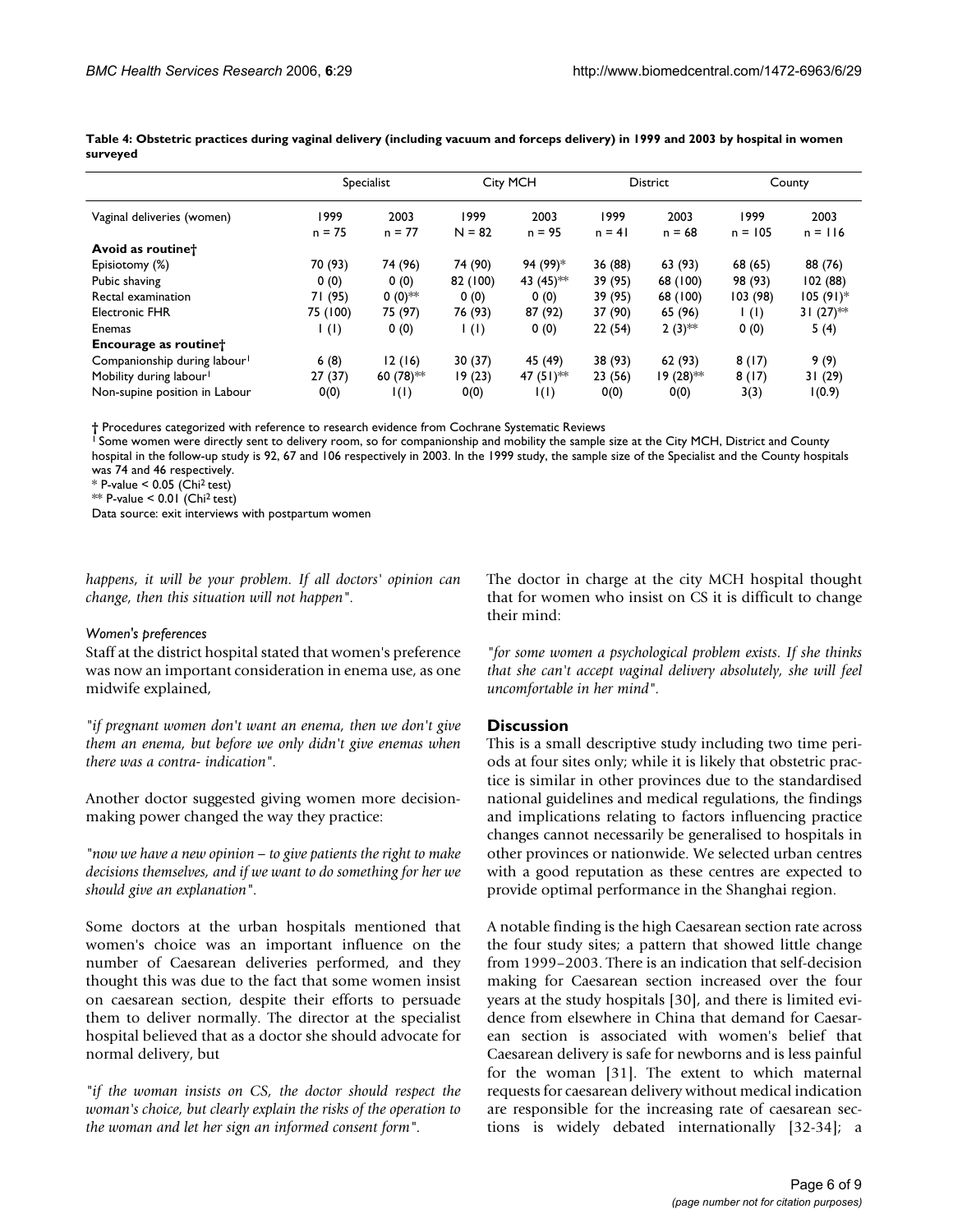**Table 4: Obstetric practices during vaginal delivery (including vacuum and forceps delivery) in 1999 and 2003 by hospital in women surveyed**

| | Specialist | | City MCH | | District | | County | |
|---|---|---|---|---|---|---|---|---|
| Vaginal deliveries (women) | 1999 n = 75 | 2003 n = 77 | 1999 N = 82 | 2003 n = 95 | 1999 n = 41 | 2003 n = 68 | 1999 n = 105 | 2003 n = 116 |
| **Avoid as routine†** | | | | | | | | |
| Episiotomy (%) | 70 (93) | 74 (96) | 74 (90) | 94 (99)* | 36 (88) | 63 (93) | 68 (65) | 88 (76) |
| Pubic shaving | 0 (0) | 0 (0) | 82 (100) | 43 (45)** | 39 (95) | 68 (100) | 98 (93) | 102 (88) |
| Rectal examination | 71 (95) | 0 (0)** | 0 (0) | 0 (0) | 39 (95) | 68 (100) | 103 (98) | 105 (91)* |
| Electronic FHR | 75 (100) | 75 (97) | 76 (93) | 87 (92) | 37 (90) | 65 (96) | 1 (1) | 31 (27)** |
| Enemas | 1 (1) | 0 (0) | 1 (1) | 0 (0) | 22 (54) | 2 (3)** | 0 (0) | 5 (4) |
| **Encourage as routine†** | | | | | | | | |
| Companionship during labour[1] | 6 (8) | 12 (16) | 30 (37) | 45 (49) | 38 (93) | 62 (93) | 8 (17) | 9 (9) |
| Mobility during labour[1] | 27 (37) | 60 (78)** | 19 (23) | 47 (51)** | 23 (56) | 19 (28)** | 8 (17) | 31 (29) |
| Non-supine position in Labour | 0(0) | 1(1) | 0(0) | 1(1) | 0(0) | 0(0) | 3(3) | 1(0.9) |

† Procedures categorized with reference to research evidence from Cochrane Systematic Reviews
[1] Some women were directly sent to delivery room, so for companionship and mobility the sample size at the City MCH, District and County hospital in the follow-up study is 92, 67 and 106 respectively in 2003. In the 1999 study, the sample size of the Specialist and the County hospitals was 74 and 46 respectively.
* P-value < 0.05 (Chi² test)
** P-value < 0.01 (Chi² test)
Data source: exit interviews with postpartum women

*happens, it will be your problem. If all doctors' opinion can change, then this situation will not happen".*

#### *Women's preferences*

Staff at the district hospital stated that women's preference was now an important consideration in enema use, as one midwife explained,

*"if pregnant women don't want an enema, then we don't give them an enema, but before we only didn't give enemas when there was a contra- indication".*

Another doctor suggested giving women more decision-making power changed the way they practice:

*"now we have a new opinion – to give patients the right to make decisions themselves, and if we want to do something for her we should give an explanation".*

Some doctors at the urban hospitals mentioned that women's choice was an important influence on the number of Caesarean deliveries performed, and they thought this was due to the fact that some women insist on caesarean section, despite their efforts to persuade them to deliver normally. The director at the specialist hospital believed that as a doctor she should advocate for normal delivery, but

*"if the woman insists on CS, the doctor should respect the woman's choice, but clearly explain the risks of the operation to the woman and let her sign an informed consent form".*

The doctor in charge at the city MCH hospital thought that for women who insist on CS it is difficult to change their mind:

*"for some women a psychological problem exists. If she thinks that she can't accept vaginal delivery absolutely, she will feel uncomfortable in her mind".*

## Discussion

This is a small descriptive study including two time periods at four sites only; while it is likely that obstetric practice is similar in other provinces due to the standardised national guidelines and medical regulations, the findings and implications relating to factors influencing practice changes cannot necessarily be generalised to hospitals in other provinces or nationwide. We selected urban centres with a good reputation as these centres are expected to provide optimal performance in the Shanghai region.

A notable finding is the high Caesarean section rate across the four study sites; a pattern that showed little change from 1999–2003. There is an indication that self-decision making for Caesarean section increased over the four years at the study hospitals [30], and there is limited evidence from elsewhere in China that demand for Caesarean section is associated with women's belief that Caesarean delivery is safe for newborns and is less painful for the woman [31]. The extent to which maternal requests for caesarean delivery without medical indication are responsible for the increasing rate of caesarean sections is widely debated internationally [32-34]; a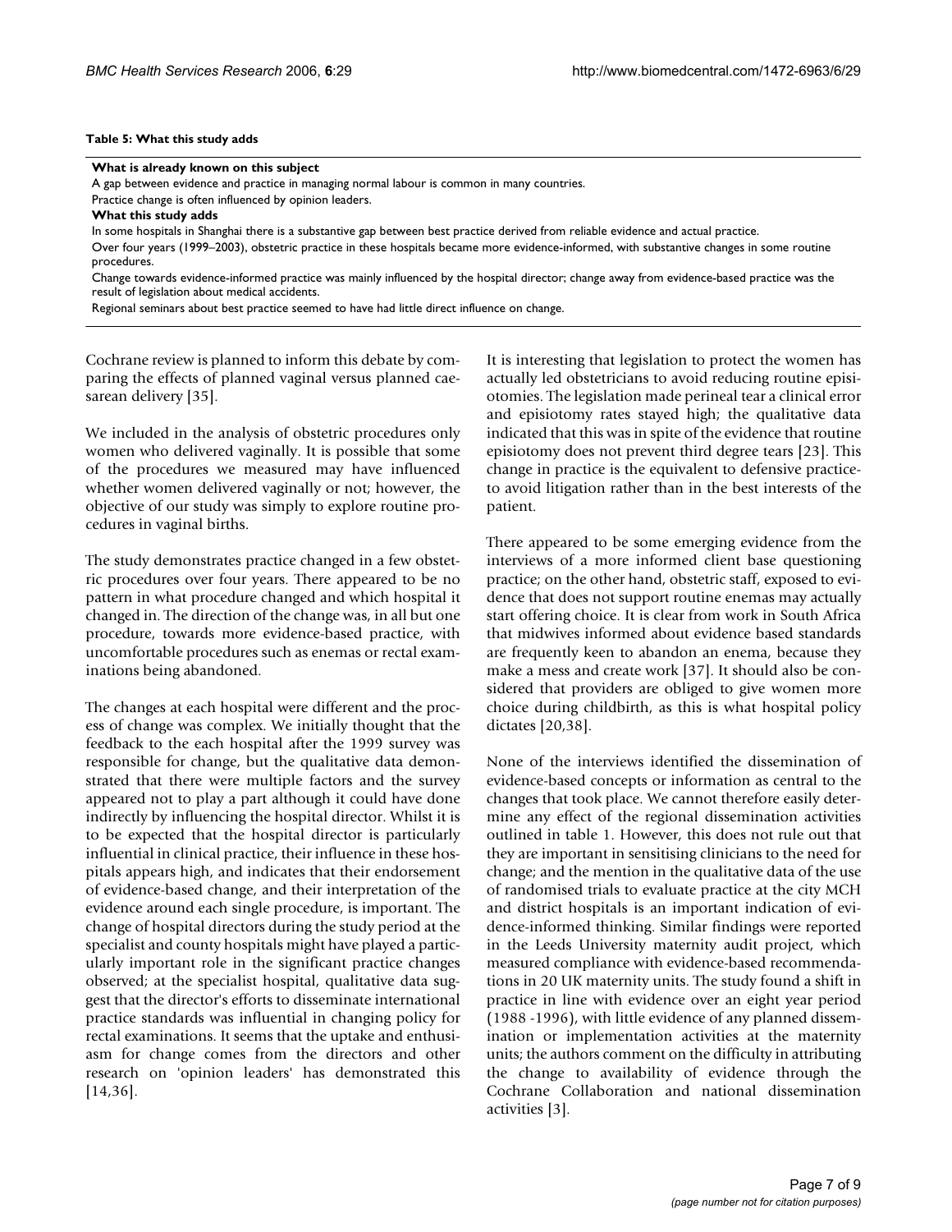**Table 5: What this study adds**

| |
|---|
| **What is already known on this subject** |
| A gap between evidence and practice in managing normal labour is common in many countries. |
| Practice change is often influenced by opinion leaders. |
| **What this study adds** |
| In some hospitals in Shanghai there is a substantive gap between best practice derived from reliable evidence and actual practice. |
| Over four years (1999–2003), obstetric practice in these hospitals became more evidence-informed, with substantive changes in some routine procedures. |
| Change towards evidence-informed practice was mainly influenced by the hospital director; change away from evidence-based practice was the result of legislation about medical accidents. |
| Regional seminars about best practice seemed to have had little direct influence on change. |

Cochrane review is planned to inform this debate by comparing the effects of planned vaginal versus planned caesarean delivery [35].

We included in the analysis of obstetric procedures only women who delivered vaginally. It is possible that some of the procedures we measured may have influenced whether women delivered vaginally or not; however, the objective of our study was simply to explore routine procedures in vaginal births.

The study demonstrates practice changed in a few obstetric procedures over four years. There appeared to be no pattern in what procedure changed and which hospital it changed in. The direction of the change was, in all but one procedure, towards more evidence-based practice, with uncomfortable procedures such as enemas or rectal examinations being abandoned.

The changes at each hospital were different and the process of change was complex. We initially thought that the feedback to the each hospital after the 1999 survey was responsible for change, but the qualitative data demonstrated that there were multiple factors and the survey appeared not to play a part although it could have done indirectly by influencing the hospital director. Whilst it is to be expected that the hospital director is particularly influential in clinical practice, their influence in these hospitals appears high, and indicates that their endorsement of evidence-based change, and their interpretation of the evidence around each single procedure, is important. The change of hospital directors during the study period at the specialist and county hospitals might have played a particularly important role in the significant practice changes observed; at the specialist hospital, qualitative data suggest that the director's efforts to disseminate international practice standards was influential in changing policy for rectal examinations. It seems that the uptake and enthusiasm for change comes from the directors and other research on 'opinion leaders' has demonstrated this [14,36].

It is interesting that legislation to protect the women has actually led obstetricians to avoid reducing routine episiotomies. The legislation made perineal tear a clinical error and episiotomy rates stayed high; the qualitative data indicated that this was in spite of the evidence that routine episiotomy does not prevent third degree tears [23]. This change in practice is the equivalent to defensive practice-to avoid litigation rather than in the best interests of the patient.

There appeared to be some emerging evidence from the interviews of a more informed client base questioning practice; on the other hand, obstetric staff, exposed to evidence that does not support routine enemas may actually start offering choice. It is clear from work in South Africa that midwives informed about evidence based standards are frequently keen to abandon an enema, because they make a mess and create work [37]. It should also be considered that providers are obliged to give women more choice during childbirth, as this is what hospital policy dictates [20,38].

None of the interviews identified the dissemination of evidence-based concepts or information as central to the changes that took place. We cannot therefore easily determine any effect of the regional dissemination activities outlined in table 1. However, this does not rule out that they are important in sensitising clinicians to the need for change; and the mention in the qualitative data of the use of randomised trials to evaluate practice at the city MCH and district hospitals is an important indication of evidence-informed thinking. Similar findings were reported in the Leeds University maternity audit project, which measured compliance with evidence-based recommendations in 20 UK maternity units. The study found a shift in practice in line with evidence over an eight year period (1988 -1996), with little evidence of any planned dissemination or implementation activities at the maternity units; the authors comment on the difficulty in attributing the change to availability of evidence through the Cochrane Collaboration and national dissemination activities [3].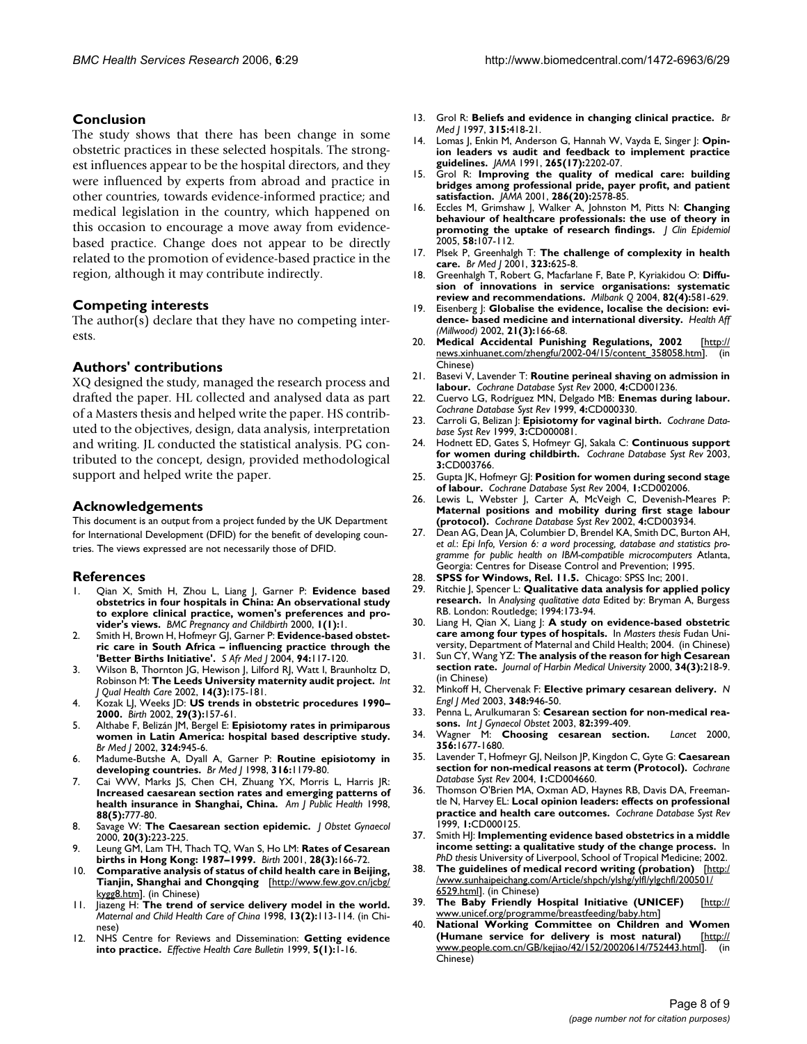## Conclusion

The study shows that there has been change in some obstetric practices in these selected hospitals. The strongest influences appear to be the hospital directors, and they were influenced by experts from abroad and practice in other countries, towards evidence-informed practice; and medical legislation in the country, which happened on this occasion to encourage a move away from evidence-based practice. Change does not appear to be directly related to the promotion of evidence-based practice in the region, although it may contribute indirectly.

## Competing interests

The author(s) declare that they have no competing interests.

## Authors' contributions

XQ designed the study, managed the research process and drafted the paper. HL collected and analysed data as part of a Masters thesis and helped write the paper. HS contributed to the objectives, design, data analysis, interpretation and writing. JL conducted the statistical analysis. PG contributed to the concept, design, provided methodological support and helped write the paper.

## Acknowledgements

This document is an output from a project funded by the UK Department for International Development (DFID) for the benefit of developing countries. The views expressed are not necessarily those of DFID.

## References

1. Qian X, Smith H, Zhou L, Liang J, Garner P: **Evidence based obstetrics in four hospitals in China: An observational study to explore clinical practice, women's preferences and provider's views.** *BMC Pregnancy and Childbirth* 2000, **1(1):**1.
2. Smith H, Brown H, Hofmeyr GJ, Garner P: **Evidence-based obstetric care in South Africa – influencing practice through the 'Better Births Initiative'.** *S Afr Med J* 2004, **94:**117-120.
3. Wilson B, Thornton JG, Hewison J, Lilford RJ, Watt I, Braunholtz D, Robinson M: **The Leeds University maternity audit project.** *Int J Qual Health Care* 2002, **14(3):**175-181.
4. Kozak LJ, Weeks JD: **US trends in obstetric procedures 1990–2000.** *Birth* 2002, **29(3):**157-61.
5. Althabe F, Belizán JM, Bergel E: **Episiotomy rates in primiparous women in Latin America: hospital based descriptive study.** *Br Med J* 2002, **324:**945-6.
6. Madume-Butshe A, Dyall A, Garner P: **Routine episiotomy in developing countries.** *Br Med J* 1998, **316:**1179-80.
7. Cai WW, Marks JS, Chen CH, Zhuang YX, Morris L, Harris JR: **Increased caesarean section rates and emerging patterns of health insurance in Shanghai, China.** *Am J Public Health* 1998, **88(5):**777-80.
8. Savage W: **The Caesarean section epidemic.** *J Obstet Gynaecol* 2000, **20(3):**223-225.
9. Leung GM, Lam TH, Thach TQ, Wan S, Ho LM: **Rates of Cesarean births in Hong Kong: 1987–1999.** *Birth* 2001, **28(3):**166-72.
10. **Comparative analysis of status of child health care in Beijing, Tianjin, Shanghai and Chongqing** [http://www.few.gov.cn/jcbg/kygg8.htm]. (in Chinese)
11. Jiazeng H: **The trend of service delivery model in the world.** *Maternal and Child Health Care of China* 1998, **13(2):**113-114. (in Chinese)
12. NHS Centre for Reviews and Dissemination: **Getting evidence into practice.** *Effective Health Care Bulletin* 1999, **5(1):**1-16.
13. Grol R: **Beliefs and evidence in changing clinical practice.** *Br Med J* 1997, **315:**418-21.
14. Lomas J, Enkin M, Anderson G, Hannah W, Vayda E, Singer J: **Opinion leaders vs audit and feedback to implement practice guidelines.** *JAMA* 1991, **265(17):**2202-07.
15. Grol R: **Improving the quality of medical care: building bridges among professional pride, payer profit, and patient satisfaction.** *JAMA* 2001, **286(20):**2578-85.
16. Eccles M, Grimshaw J, Walker A, Johnston M, Pitts N: **Changing behaviour of healthcare professionals: the use of theory in promoting the uptake of research findings.** *J Clin Epidemiol* 2005, **58:**107-112.
17. Plsek P, Greenhalgh T: **The challenge of complexity in health care.** *Br Med J* 2001, **323:**625-8.
18. Greenhalgh T, Robert G, Macfarlane F, Bate P, Kyriakidou O: **Diffusion of innovations in service organisations: systematic review and recommendations.** *Milbank Q* 2004, **82(4):**581-629.
19. Eisenberg J: **Globalise the evidence, localise the decision: evidence- based medicine and international diversity.** *Health Aff (Millwood)* 2002, **21(3):**166-68.
20. **Medical Accidental Punishing Regulations, 2002** [http://news.xinhuanet.com/zhengfu/2002-04/15/content_358058.htm]. (in Chinese)
21. Basevi V, Lavender T: **Routine perineal shaving on admission in labour.** *Cochrane Database Syst Rev* 2000, **4:**CD001236.
22. Cuervo LG, Rodríguez MN, Delgado MB: **Enemas during labour.** *Cochrane Database Syst Rev* 1999, **4:**CD000330.
23. Carroli G, Belizan J: **Episiotomy for vaginal birth.** *Cochrane Database Syst Rev* 1999, **3:**CD000081.
24. Hodnett ED, Gates S, Hofmeyr GJ, Sakala C: **Continuous support for women during childbirth.** *Cochrane Database Syst Rev* 2003, **3:**CD003766.
25. Gupta JK, Hofmeyr GJ: **Position for women during second stage of labour.** *Cochrane Database Syst Rev* 2004, **1:**CD002006.
26. Lewis L, Webster J, Carter A, McVeigh C, Devenish-Meares P: **Maternal positions and mobility during first stage labour (protocol).** *Cochrane Database Syst Rev* 2002, **4:**CD003934.
27. Dean AG, Dean JA, Columbier D, Brendel KA, Smith DC, Burton AH, *et al.*: *Epi Info, Version 6: a word processing, database and statistics programme for public health on IBM-compatible microcomputers* Atlanta, Georgia: Centres for Disease Control and Prevention; 1995.
28. **SPSS for Windows, Rel. 11.5.** Chicago: SPSS Inc; 2001.
29. Ritchie J, Spencer L: **Qualitative data analysis for applied policy research.** In *Analysing qualitative data* Edited by: Bryman A, Burgess RB. London: Routledge; 1994:173-94.
30. Liang H, Qian X, Liang J: **A study on evidence-based obstetric care among four types of hospitals.** In *Masters thesis* Fudan University, Department of Maternal and Child Health; 2004. (in Chinese)
31. Sun CY, Wang YZ: **The analysis of the reason for high Cesarean section rate.** *Journal of Harbin Medical University* 2000, **34(3):**218-9. (in Chinese)
32. Minkoff H, Chervenak F: **Elective primary cesarean delivery.** *N Engl J Med* 2003, **348:**946-50.
33. Penna L, Arulkumaran S: **Cesarean section for non-medical reasons.** *Int J Gynaecol Obstet* 2003, **82:**399-409.
34. Wagner M: **Choosing cesarean section.** *Lancet* 2000, **356:**1677-1680.
35. Lavender T, Hofmeyr GJ, Neilson JP, Kingdon C, Gyte G: **Caesarean section for non-medical reasons at term (Protocol).** *Cochrane Database Syst Rev* 2004, **1:**CD004660.
36. Thomson O'Brien MA, Oxman AD, Haynes RB, Davis DA, Freemantle N, Harvey EL: **Local opinion leaders: effects on professional practice and health care outcomes.** *Cochrane Database Syst Rev* 1999, **1:**CD000125.
37. Smith HJ: **Implementing evidence based obstetrics in a middle income setting: a qualitative study of the change process.** In *PhD thesis* University of Liverpool, School of Tropical Medicine; 2002.
38. **The guidelines of medical record writing (probation)** [http://www.sunhaipeichang.com/Article/shpch/ylshg/ylfl/ylgchfl/200501/6529.html]. (in Chinese)
39. **The Baby Friendly Hospital Initiative (UNICEF)** [http://www.unicef.org/programme/breastfeeding/baby.htm]
40. **National Working Committee on Children and Women (Humane service for delivery is most natural)** [http://www.people.com.cn/GB/kejiao/42/152/20020614/752443.html]. (in Chinese)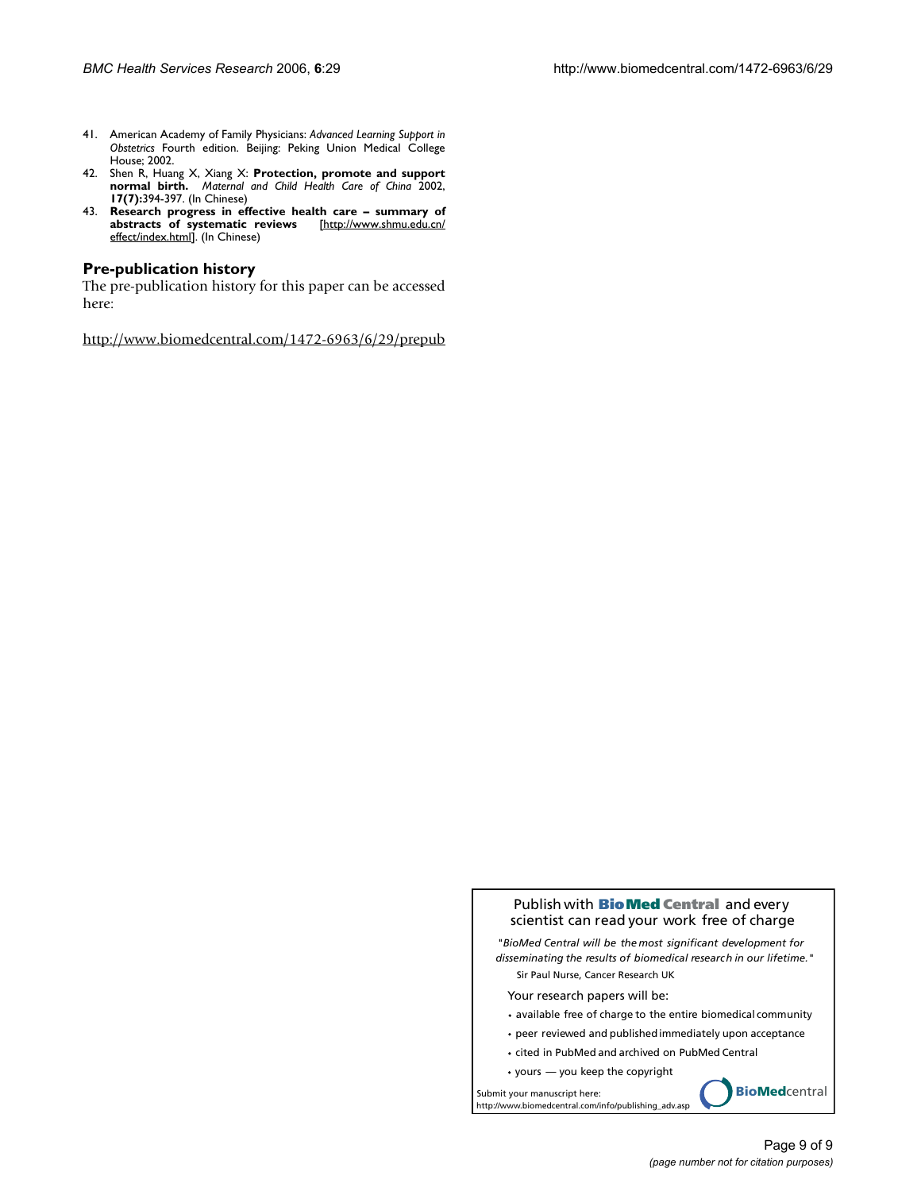41. American Academy of Family Physicians: *Advanced Learning Support in Obstetrics* Fourth edition. Beijing: Peking Union Medical College House; 2002.
42. Shen R, Huang X, Xiang X: **Protection, promote and support normal birth.** *Maternal and Child Health Care of China* 2002, **17(7):**394-397. (In Chinese)
43. **Research progress in effective health care – summary of abstracts of systematic reviews** [http://www.shmu.edu.cn/effect/index.html]. (In Chinese)

## Pre-publication history

The pre-publication history for this paper can be accessed here:

http://www.biomedcentral.com/1472-6963/6/29/prepub

Publish with **BioMed Central** and every scientist can read your work free of charge

*"BioMed Central will be the most significant development for disseminating the results of biomedical research in our lifetime."*

Sir Paul Nurse, Cancer Research UK

Your research papers will be:

- available free of charge to the entire biomedical community
- peer reviewed and published immediately upon acceptance
- cited in PubMed and archived on PubMed Central
- yours — you keep the copyright

Submit your manuscript here:
http://www.biomedcentral.com/info/publishing_adv.asp

BioMedcentral